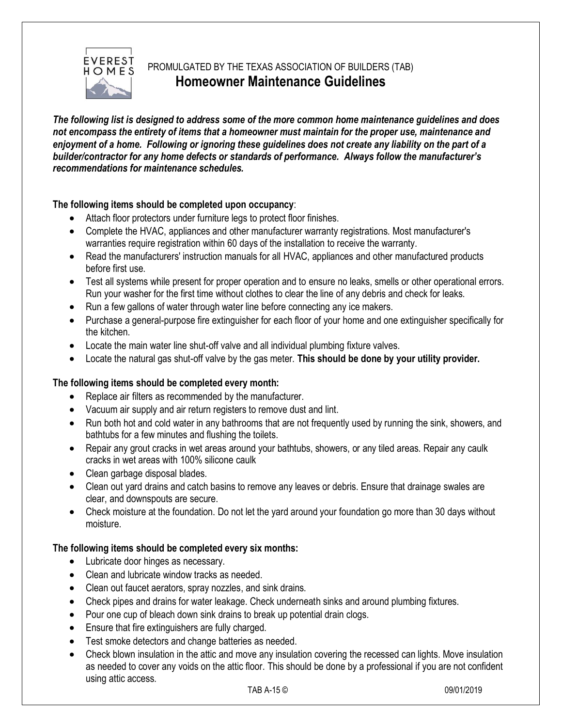PROMULGATED BY THE TEXAS ASSOCIATION OF BUILDERS (TAB)

# Homeowner Maintenance Guidelines

***The following list is designed to address some of the more common home maintenance guidelines and does not encompass the entirety of items that a homeowner must maintain for the proper use, maintenance and enjoyment of a home. Following or ignoring these guidelines does not create any liability on the part of a builder/contractor for any home defects or standards of performance. Always follow the manufacturer's recommendations for maintenance schedules.***

**The following items should be completed upon occupancy**:

- Attach floor protectors under furniture legs to protect floor finishes.
- Complete the HVAC, appliances and other manufacturer warranty registrations. Most manufacturer's warranties require registration within 60 days of the installation to receive the warranty.
- Read the manufacturers' instruction manuals for all HVAC, appliances and other manufactured products before first use.
- Test all systems while present for proper operation and to ensure no leaks, smells or other operational errors. Run your washer for the first time without clothes to clear the line of any debris and check for leaks.
- Run a few gallons of water through water line before connecting any ice makers.
- Purchase a general-purpose fire extinguisher for each floor of your home and one extinguisher specifically for the kitchen.
- Locate the main water line shut-off valve and all individual plumbing fixture valves.
- Locate the natural gas shut-off valve by the gas meter. **This should be done by your utility provider.**

**The following items should be completed every month:**

- Replace air filters as recommended by the manufacturer.
- Vacuum air supply and air return registers to remove dust and lint.
- Run both hot and cold water in any bathrooms that are not frequently used by running the sink, showers, and bathtubs for a few minutes and flushing the toilets.
- Repair any grout cracks in wet areas around your bathtubs, showers, or any tiled areas. Repair any caulk cracks in wet areas with 100% silicone caulk
- Clean garbage disposal blades.
- Clean out yard drains and catch basins to remove any leaves or debris. Ensure that drainage swales are clear, and downspouts are secure.
- Check moisture at the foundation. Do not let the yard around your foundation go more than 30 days without moisture.

**The following items should be completed every six months:**

- Lubricate door hinges as necessary.
- Clean and lubricate window tracks as needed.
- Clean out faucet aerators, spray nozzles, and sink drains.
- Check pipes and drains for water leakage. Check underneath sinks and around plumbing fixtures.
- Pour one cup of bleach down sink drains to break up potential drain clogs.
- Ensure that fire extinguishers are fully charged.
- Test smoke detectors and change batteries as needed.
- Check blown insulation in the attic and move any insulation covering the recessed can lights. Move insulation as needed to cover any voids on the attic floor. This should be done by a professional if you are not confident using attic access.

TAB A-15 © 09/01/2019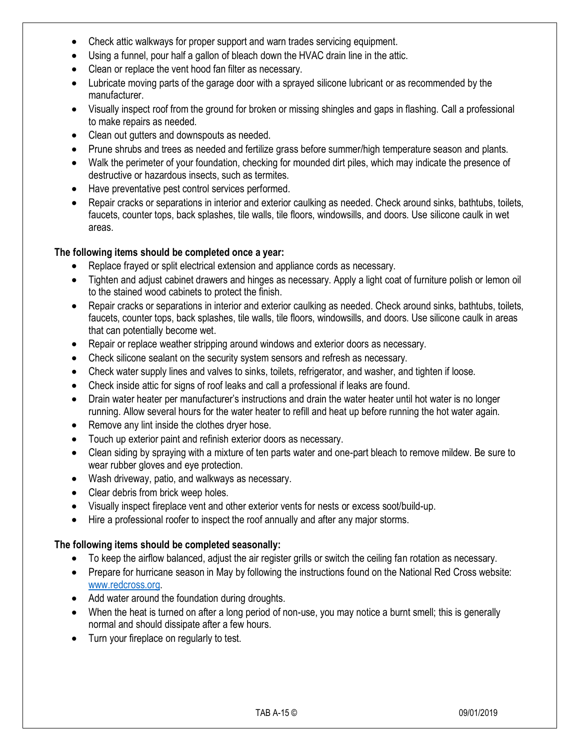- Check attic walkways for proper support and warn trades servicing equipment.
- Using a funnel, pour half a gallon of bleach down the HVAC drain line in the attic.
- Clean or replace the vent hood fan filter as necessary.
- Lubricate moving parts of the garage door with a sprayed silicone lubricant or as recommended by the manufacturer.
- Visually inspect roof from the ground for broken or missing shingles and gaps in flashing. Call a professional to make repairs as needed.
- Clean out gutters and downspouts as needed.
- Prune shrubs and trees as needed and fertilize grass before summer/high temperature season and plants.
- Walk the perimeter of your foundation, checking for mounded dirt piles, which may indicate the presence of destructive or hazardous insects, such as termites.
- Have preventative pest control services performed.
- Repair cracks or separations in interior and exterior caulking as needed. Check around sinks, bathtubs, toilets, faucets, counter tops, back splashes, tile walls, tile floors, windowsills, and doors. Use silicone caulk in wet areas.

**The following items should be completed once a year:**

- Replace frayed or split electrical extension and appliance cords as necessary.
- Tighten and adjust cabinet drawers and hinges as necessary. Apply a light coat of furniture polish or lemon oil to the stained wood cabinets to protect the finish.
- Repair cracks or separations in interior and exterior caulking as needed. Check around sinks, bathtubs, toilets, faucets, counter tops, back splashes, tile walls, tile floors, windowsills, and doors. Use silicone caulk in areas that can potentially become wet.
- Repair or replace weather stripping around windows and exterior doors as necessary.
- Check silicone sealant on the security system sensors and refresh as necessary.
- Check water supply lines and valves to sinks, toilets, refrigerator, and washer, and tighten if loose.
- Check inside attic for signs of roof leaks and call a professional if leaks are found.
- Drain water heater per manufacturer's instructions and drain the water heater until hot water is no longer running. Allow several hours for the water heater to refill and heat up before running the hot water again.
- Remove any lint inside the clothes dryer hose.
- Touch up exterior paint and refinish exterior doors as necessary.
- Clean siding by spraying with a mixture of ten parts water and one-part bleach to remove mildew. Be sure to wear rubber gloves and eye protection.
- Wash driveway, patio, and walkways as necessary.
- Clear debris from brick weep holes.
- Visually inspect fireplace vent and other exterior vents for nests or excess soot/build-up.
- Hire a professional roofer to inspect the roof annually and after any major storms.

**The following items should be completed seasonally:**

- To keep the airflow balanced, adjust the air register grills or switch the ceiling fan rotation as necessary.
- Prepare for hurricane season in May by following the instructions found on the National Red Cross website: www.redcross.org.
- Add water around the foundation during droughts.
- When the heat is turned on after a long period of non-use, you may notice a burnt smell; this is generally normal and should dissipate after a few hours.
- Turn your fireplace on regularly to test.